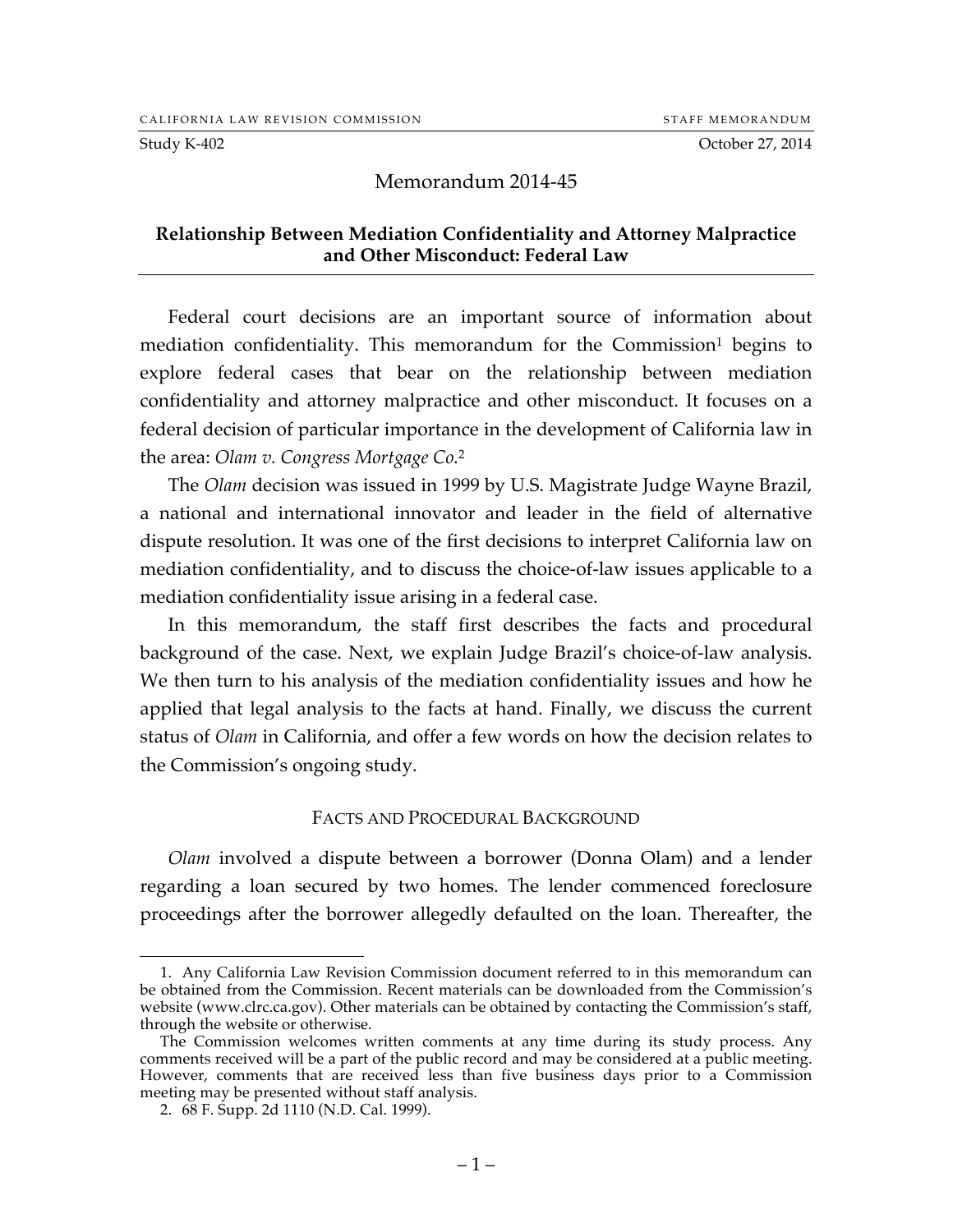Study K-402 October 27, 2014

# Memorandum 2014-45

## Relationship Between Mediation Confidentiality and Attorney Malpractice and Other Misconduct: Federal Law

Federal court decisions are an important source of information about mediation confidentiality. This memorandum for the Commission[1] begins to explore federal cases that bear on the relationship between mediation confidentiality and attorney malpractice and other misconduct. It focuses on a federal decision of particular importance in the development of California law in the area: *Olam v. Congress Mortgage Co.*[2]

The *Olam* decision was issued in 1999 by U.S. Magistrate Judge Wayne Brazil, a national and international innovator and leader in the field of alternative dispute resolution. It was one of the first decisions to interpret California law on mediation confidentiality, and to discuss the choice-of-law issues applicable to a mediation confidentiality issue arising in a federal case.

In this memorandum, the staff first describes the facts and procedural background of the case. Next, we explain Judge Brazil's choice-of-law analysis. We then turn to his analysis of the mediation confidentiality issues and how he applied that legal analysis to the facts at hand. Finally, we discuss the current status of *Olam* in California, and offer a few words on how the decision relates to the Commission's ongoing study.

### FACTS AND PROCEDURAL BACKGROUND

*Olam* involved a dispute between a borrower (Donna Olam) and a lender regarding a loan secured by two homes. The lender commenced foreclosure proceedings after the borrower allegedly defaulted on the loan. Thereafter, the

---

1. Any California Law Revision Commission document referred to in this memorandum can be obtained from the Commission. Recent materials can be downloaded from the Commission's website (www.clrc.ca.gov). Other materials can be obtained by contacting the Commission's staff, through the website or otherwise.

The Commission welcomes written comments at any time during its study process. Any comments received will be a part of the public record and may be considered at a public meeting. However, comments that are received less than five business days prior to a Commission meeting may be presented without staff analysis.

2. 68 F. Supp. 2d 1110 (N.D. Cal. 1999).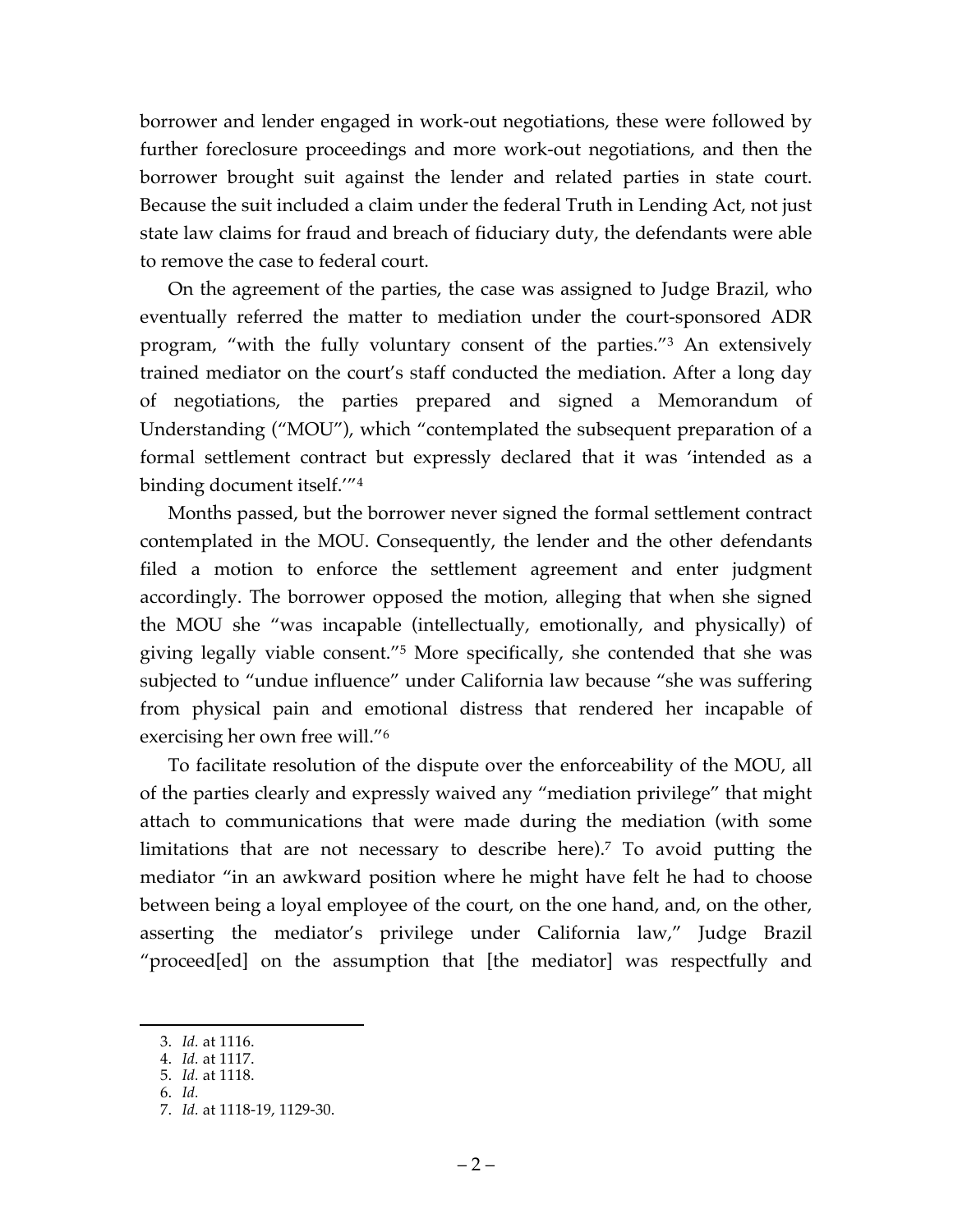borrower and lender engaged in work-out negotiations, these were followed by further foreclosure proceedings and more work-out negotiations, and then the borrower brought suit against the lender and related parties in state court. Because the suit included a claim under the federal Truth in Lending Act, not just state law claims for fraud and breach of fiduciary duty, the defendants were able to remove the case to federal court.

On the agreement of the parties, the case was assigned to Judge Brazil, who eventually referred the matter to mediation under the court-sponsored ADR program, "with the fully voluntary consent of the parties."[3] An extensively trained mediator on the court's staff conducted the mediation. After a long day of negotiations, the parties prepared and signed a Memorandum of Understanding ("MOU"), which "contemplated the subsequent preparation of a formal settlement contract but expressly declared that it was 'intended as a binding document itself.'"[4]

Months passed, but the borrower never signed the formal settlement contract contemplated in the MOU. Consequently, the lender and the other defendants filed a motion to enforce the settlement agreement and enter judgment accordingly. The borrower opposed the motion, alleging that when she signed the MOU she "was incapable (intellectually, emotionally, and physically) of giving legally viable consent."[5] More specifically, she contended that she was subjected to "undue influence" under California law because "she was suffering from physical pain and emotional distress that rendered her incapable of exercising her own free will."[6]

To facilitate resolution of the dispute over the enforceability of the MOU, all of the parties clearly and expressly waived any "mediation privilege" that might attach to communications that were made during the mediation (with some limitations that are not necessary to describe here).[7] To avoid putting the mediator "in an awkward position where he might have felt he had to choose between being a loyal employee of the court, on the one hand, and, on the other, asserting the mediator's privilege under California law," Judge Brazil "proceed[ed] on the assumption that [the mediator] was respectfully and

---

3. *Id.* at 1116.
4. *Id.* at 1117.
5. *Id.* at 1118.
6. *Id.*
7. *Id.* at 1118-19, 1129-30.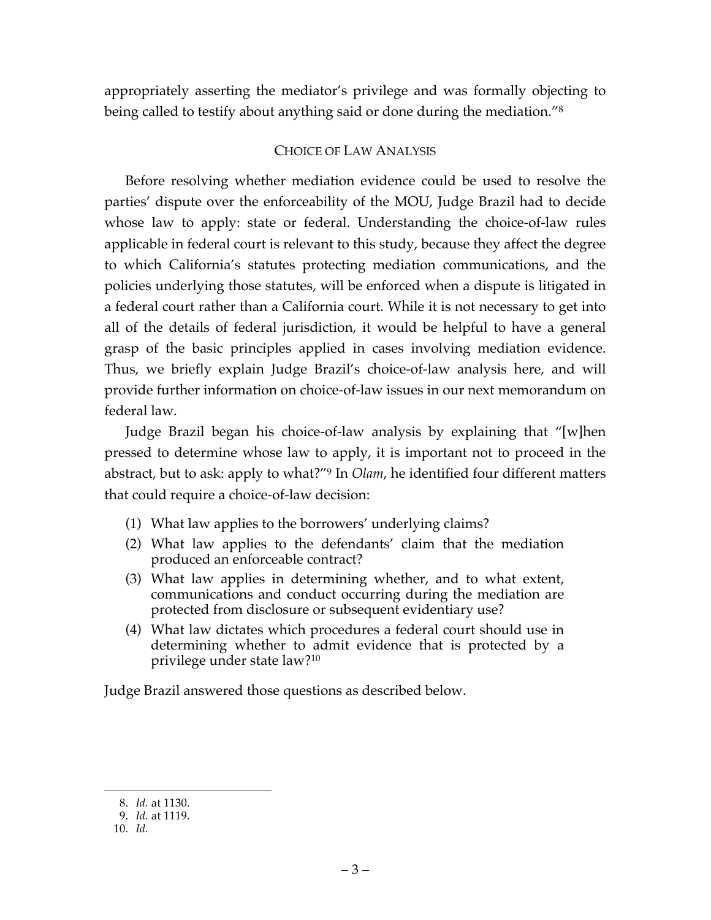appropriately asserting the mediator's privilege and was formally objecting to being called to testify about anything said or done during the mediation."[8]

## CHOICE OF LAW ANALYSIS

Before resolving whether mediation evidence could be used to resolve the parties' dispute over the enforceability of the MOU, Judge Brazil had to decide whose law to apply: state or federal. Understanding the choice-of-law rules applicable in federal court is relevant to this study, because they affect the degree to which California's statutes protecting mediation communications, and the policies underlying those statutes, will be enforced when a dispute is litigated in a federal court rather than a California court. While it is not necessary to get into all of the details of federal jurisdiction, it would be helpful to have a general grasp of the basic principles applied in cases involving mediation evidence. Thus, we briefly explain Judge Brazil's choice-of-law analysis here, and will provide further information on choice-of-law issues in our next memorandum on federal law.

Judge Brazil began his choice-of-law analysis by explaining that "[w]hen pressed to determine whose law to apply, it is important not to proceed in the abstract, but to ask: apply to what?"[9] In *Olam*, he identified four different matters that could require a choice-of-law decision:

(1) What law applies to the borrowers' underlying claims?

(2) What law applies to the defendants' claim that the mediation produced an enforceable contract?

(3) What law applies in determining whether, and to what extent, communications and conduct occurring during the mediation are protected from disclosure or subsequent evidentiary use?

(4) What law dictates which procedures a federal court should use in determining whether to admit evidence that is protected by a privilege under state law?[10]

Judge Brazil answered those questions as described below.

---

8. *Id.* at 1130.

9. *Id.* at 1119.

10. *Id.*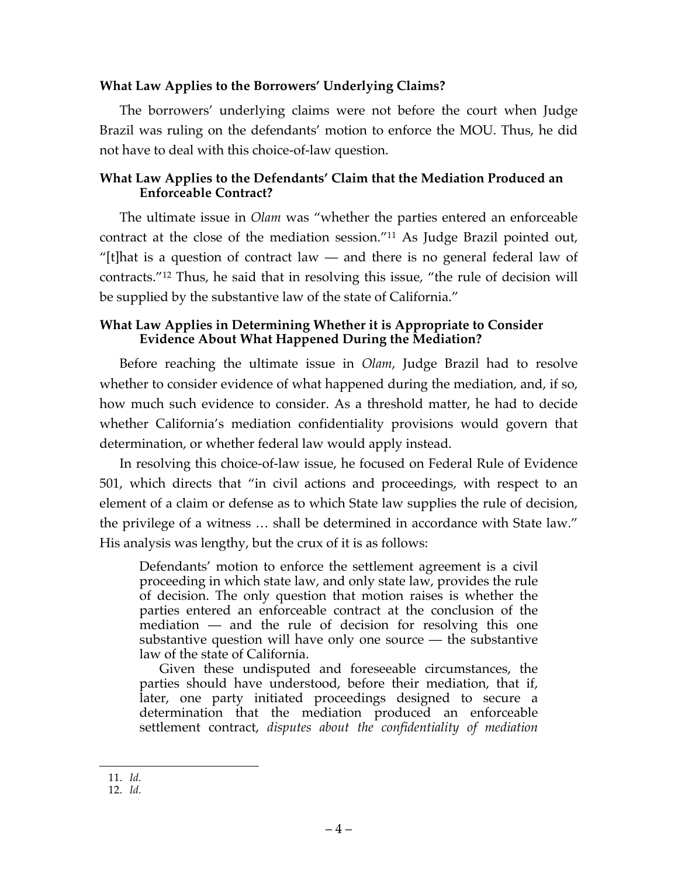### What Law Applies to the Borrowers' Underlying Claims?

The borrowers' underlying claims were not before the court when Judge Brazil was ruling on the defendants' motion to enforce the MOU. Thus, he did not have to deal with this choice-of-law question.

### What Law Applies to the Defendants' Claim that the Mediation Produced an Enforceable Contract?

The ultimate issue in *Olam* was "whether the parties entered an enforceable contract at the close of the mediation session."[11] As Judge Brazil pointed out, "[t]hat is a question of contract law — and there is no general federal law of contracts."[12] Thus, he said that in resolving this issue, "the rule of decision will be supplied by the substantive law of the state of California."

### What Law Applies in Determining Whether it is Appropriate to Consider Evidence About What Happened During the Mediation?

Before reaching the ultimate issue in *Olam*, Judge Brazil had to resolve whether to consider evidence of what happened during the mediation, and, if so, how much such evidence to consider. As a threshold matter, he had to decide whether California's mediation confidentiality provisions would govern that determination, or whether federal law would apply instead.

In resolving this choice-of-law issue, he focused on Federal Rule of Evidence 501, which directs that "in civil actions and proceedings, with respect to an element of a claim or defense as to which State law supplies the rule of decision, the privilege of a witness … shall be determined in accordance with State law." His analysis was lengthy, but the crux of it is as follows:

> Defendants' motion to enforce the settlement agreement is a civil proceeding in which state law, and only state law, provides the rule of decision. The only question that motion raises is whether the parties entered an enforceable contract at the conclusion of the mediation — and the rule of decision for resolving this one substantive question will have only one source — the substantive law of the state of California.
>
> Given these undisputed and foreseeable circumstances, the parties should have understood, before their mediation, that if, later, one party initiated proceedings designed to secure a determination that the mediation produced an enforceable settlement contract, *disputes about the confidentiality of mediation*

11. *Id.*

12. *Id.*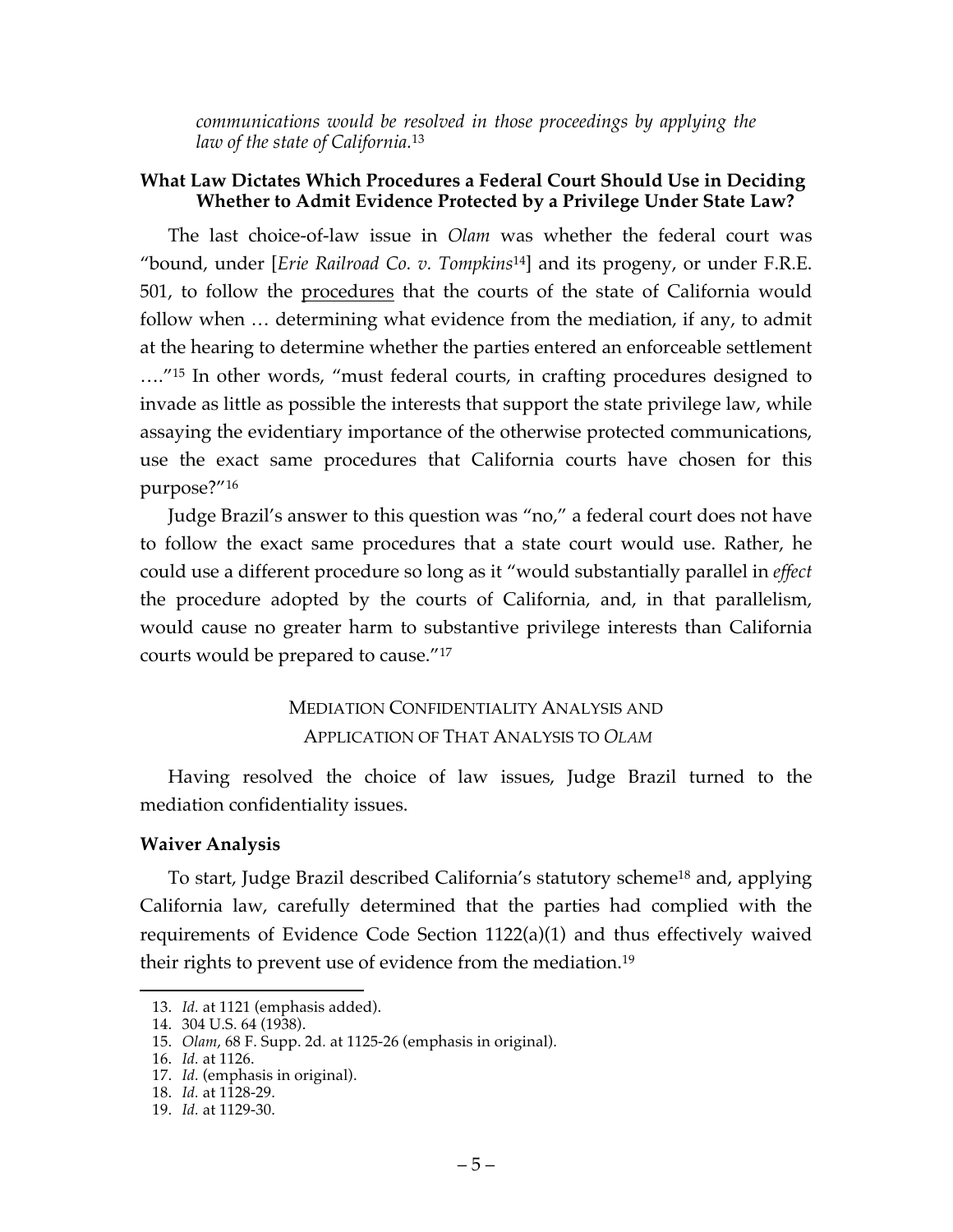> *communications would be resolved in those proceedings by applying the law of the state of California.*[13]

### What Law Dictates Which Procedures a Federal Court Should Use in Deciding Whether to Admit Evidence Protected by a Privilege Under State Law?

The last choice-of-law issue in *Olam* was whether the federal court was "bound, under [*Erie Railroad Co. v. Tompkins*[14]] and its progeny, or under F.R.E. 501, to follow the procedures that the courts of the state of California would follow when … determining what evidence from the mediation, if any, to admit at the hearing to determine whether the parties entered an enforceable settlement …."[15] In other words, "must federal courts, in crafting procedures designed to invade as little as possible the interests that support the state privilege law, while assaying the evidentiary importance of the otherwise protected communications, use the exact same procedures that California courts have chosen for this purpose?"[16]

Judge Brazil's answer to this question was "no," a federal court does not have to follow the exact same procedures that a state court would use. Rather, he could use a different procedure so long as it "would substantially parallel in *effect* the procedure adopted by the courts of California, and, in that parallelism, would cause no greater harm to substantive privilege interests than California courts would be prepared to cause."[17]

## MEDIATION CONFIDENTIALITY ANALYSIS AND APPLICATION OF THAT ANALYSIS TO *OLAM*

Having resolved the choice of law issues, Judge Brazil turned to the mediation confidentiality issues.

### Waiver Analysis

To start, Judge Brazil described California's statutory scheme[18] and, applying California law, carefully determined that the parties had complied with the requirements of Evidence Code Section 1122(a)(1) and thus effectively waived their rights to prevent use of evidence from the mediation.[19]

---

13. *Id.* at 1121 (emphasis added).
14. 304 U.S. 64 (1938).
15. *Olam*, 68 F. Supp. 2d. at 1125-26 (emphasis in original).
16. *Id.* at 1126.
17. *Id.* (emphasis in original).
18. *Id.* at 1128-29.
19. *Id.* at 1129-30.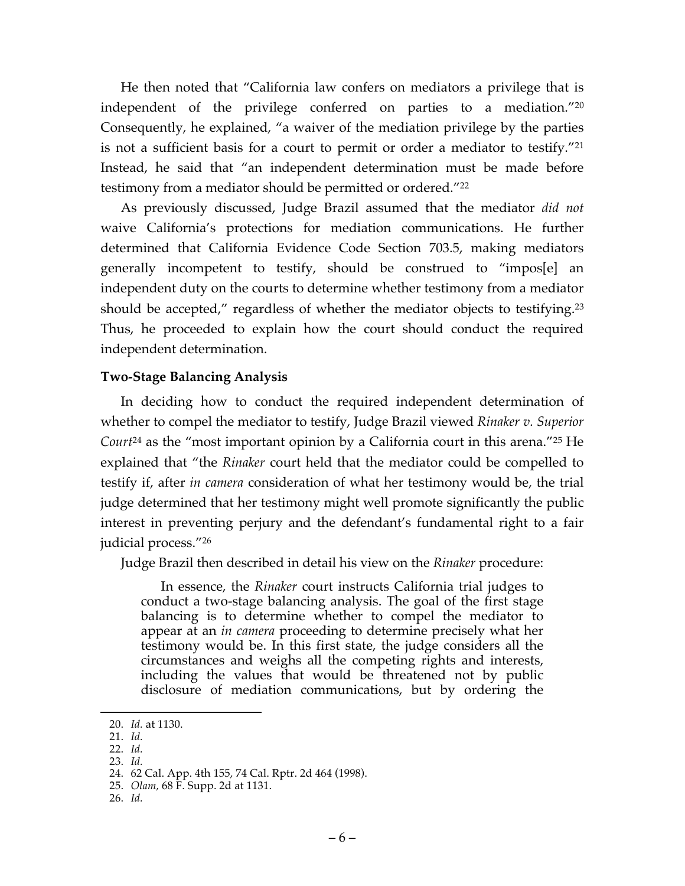He then noted that "California law confers on mediators a privilege that is independent of the privilege conferred on parties to a mediation."[20] Consequently, he explained, "a waiver of the mediation privilege by the parties is not a sufficient basis for a court to permit or order a mediator to testify."[21] Instead, he said that "an independent determination must be made before testimony from a mediator should be permitted or ordered."[22]

As previously discussed, Judge Brazil assumed that the mediator *did not* waive California's protections for mediation communications. He further determined that California Evidence Code Section 703.5, making mediators generally incompetent to testify, should be construed to "impos[e] an independent duty on the courts to determine whether testimony from a mediator should be accepted," regardless of whether the mediator objects to testifying.[23] Thus, he proceeded to explain how the court should conduct the required independent determination.

**Two-Stage Balancing Analysis**

In deciding how to conduct the required independent determination of whether to compel the mediator to testify, Judge Brazil viewed *Rinaker v. Superior Court*[24] as the "most important opinion by a California court in this arena."[25] He explained that "the *Rinaker* court held that the mediator could be compelled to testify if, after *in camera* consideration of what her testimony would be, the trial judge determined that her testimony might well promote significantly the public interest in preventing perjury and the defendant's fundamental right to a fair judicial process."[26]

Judge Brazil then described in detail his view on the *Rinaker* procedure:

> In essence, the *Rinaker* court instructs California trial judges to conduct a two-stage balancing analysis. The goal of the first stage balancing is to determine whether to compel the mediator to appear at an *in camera* proceeding to determine precisely what her testimony would be. In this first state, the judge considers all the circumstances and weighs all the competing rights and interests, including the values that would be threatened not by public disclosure of mediation communications, but by ordering the

20. *Id.* at 1130.
21. *Id.*
22. *Id.*
23. *Id.*
24. 62 Cal. App. 4th 155, 74 Cal. Rptr. 2d 464 (1998).
25. *Olam,* 68 F. Supp. 2d at 1131.
26. *Id.*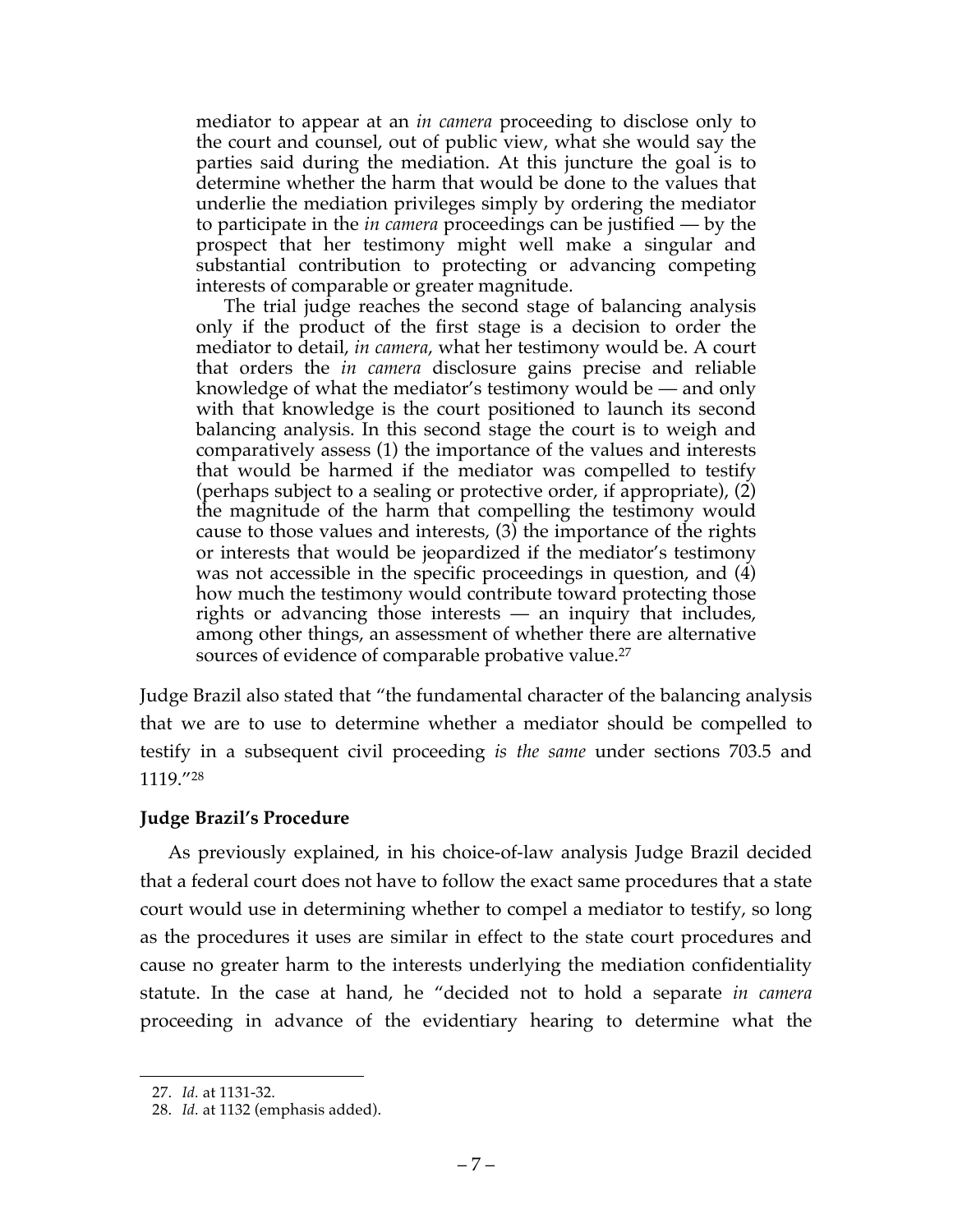mediator to appear at an *in camera* proceeding to disclose only to the court and counsel, out of public view, what she would say the parties said during the mediation. At this juncture the goal is to determine whether the harm that would be done to the values that underlie the mediation privileges simply by ordering the mediator to participate in the *in camera* proceedings can be justified — by the prospect that her testimony might well make a singular and substantial contribution to protecting or advancing competing interests of comparable or greater magnitude.

> The trial judge reaches the second stage of balancing analysis only if the product of the first stage is a decision to order the mediator to detail, *in camera*, what her testimony would be. A court that orders the *in camera* disclosure gains precise and reliable knowledge of what the mediator's testimony would be — and only with that knowledge is the court positioned to launch its second balancing analysis. In this second stage the court is to weigh and comparatively assess (1) the importance of the values and interests that would be harmed if the mediator was compelled to testify (perhaps subject to a sealing or protective order, if appropriate), (2) the magnitude of the harm that compelling the testimony would cause to those values and interests, (3) the importance of the rights or interests that would be jeopardized if the mediator's testimony was not accessible in the specific proceedings in question, and (4) how much the testimony would contribute toward protecting those rights or advancing those interests — an inquiry that includes, among other things, an assessment of whether there are alternative sources of evidence of comparable probative value.[27]

Judge Brazil also stated that "the fundamental character of the balancing analysis that we are to use to determine whether a mediator should be compelled to testify in a subsequent civil proceeding *is the same* under sections 703.5 and 1119."[28]

**Judge Brazil's Procedure**

As previously explained, in his choice-of-law analysis Judge Brazil decided that a federal court does not have to follow the exact same procedures that a state court would use in determining whether to compel a mediator to testify, so long as the procedures it uses are similar in effect to the state court procedures and cause no greater harm to the interests underlying the mediation confidentiality statute. In the case at hand, he "decided not to hold a separate *in camera* proceeding in advance of the evidentiary hearing to determine what the

27. *Id.* at 1131-32.

28. *Id.* at 1132 (emphasis added).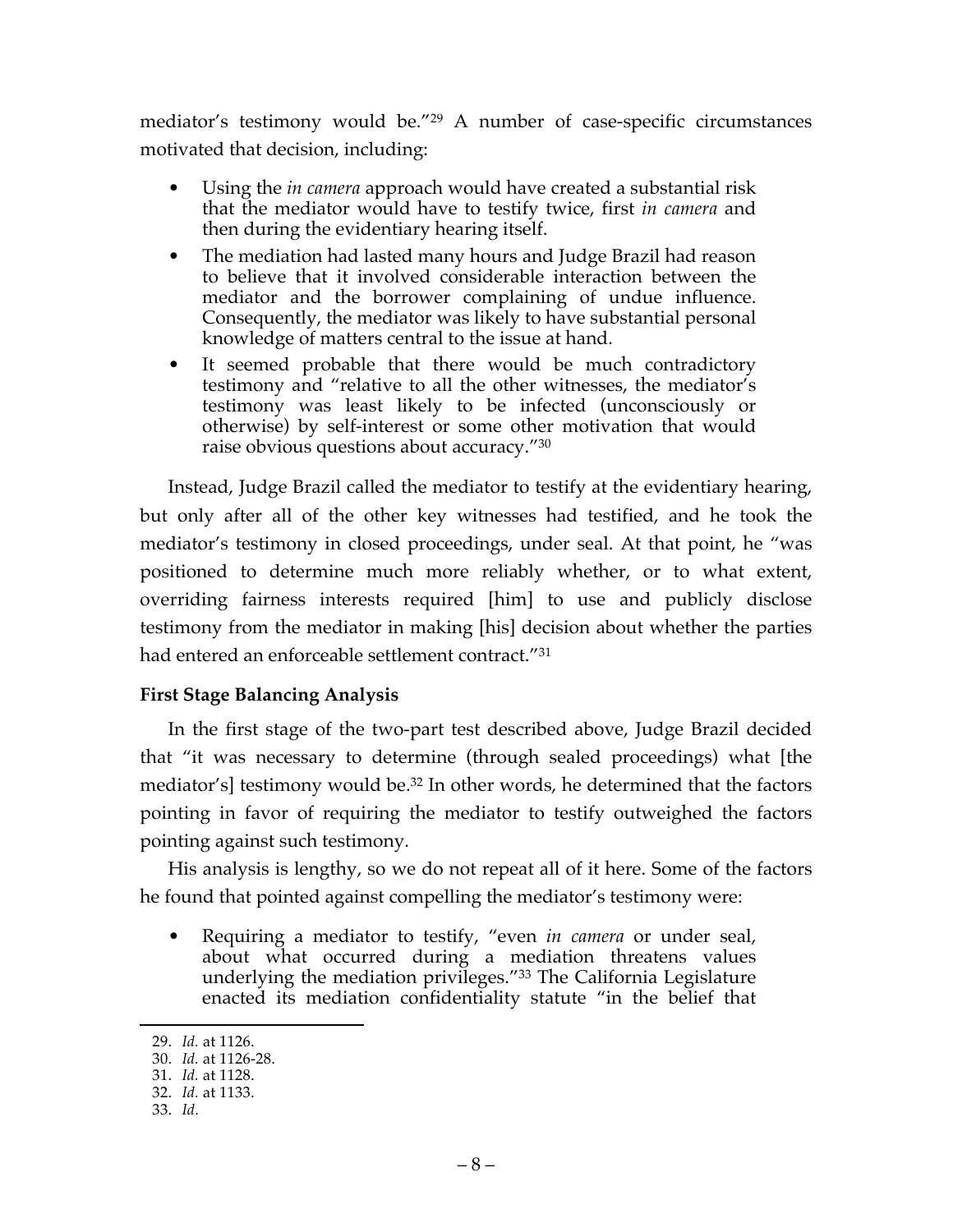mediator's testimony would be."[29] A number of case-specific circumstances motivated that decision, including:

- Using the *in camera* approach would have created a substantial risk that the mediator would have to testify twice, first *in camera* and then during the evidentiary hearing itself.
- The mediation had lasted many hours and Judge Brazil had reason to believe that it involved considerable interaction between the mediator and the borrower complaining of undue influence. Consequently, the mediator was likely to have substantial personal knowledge of matters central to the issue at hand.
- It seemed probable that there would be much contradictory testimony and "relative to all the other witnesses, the mediator's testimony was least likely to be infected (unconsciously or otherwise) by self-interest or some other motivation that would raise obvious questions about accuracy."[30]

Instead, Judge Brazil called the mediator to testify at the evidentiary hearing, but only after all of the other key witnesses had testified, and he took the mediator's testimony in closed proceedings, under seal. At that point, he "was positioned to determine much more reliably whether, or to what extent, overriding fairness interests required [him] to use and publicly disclose testimony from the mediator in making [his] decision about whether the parties had entered an enforceable settlement contract."[31]

### First Stage Balancing Analysis

In the first stage of the two-part test described above, Judge Brazil decided that "it was necessary to determine (through sealed proceedings) what [the mediator's] testimony would be.[32] In other words, he determined that the factors pointing in favor of requiring the mediator to testify outweighed the factors pointing against such testimony.

His analysis is lengthy, so we do not repeat all of it here. Some of the factors he found that pointed against compelling the mediator's testimony were:

- Requiring a mediator to testify, "even *in camera* or under seal, about what occurred during a mediation threatens values underlying the mediation privileges."[33] The California Legislature enacted its mediation confidentiality statute "in the belief that

---

29. *Id.* at 1126.
30. *Id.* at 1126-28.
31. *Id.* at 1128.
32. *Id.* at 1133.
33. *Id*.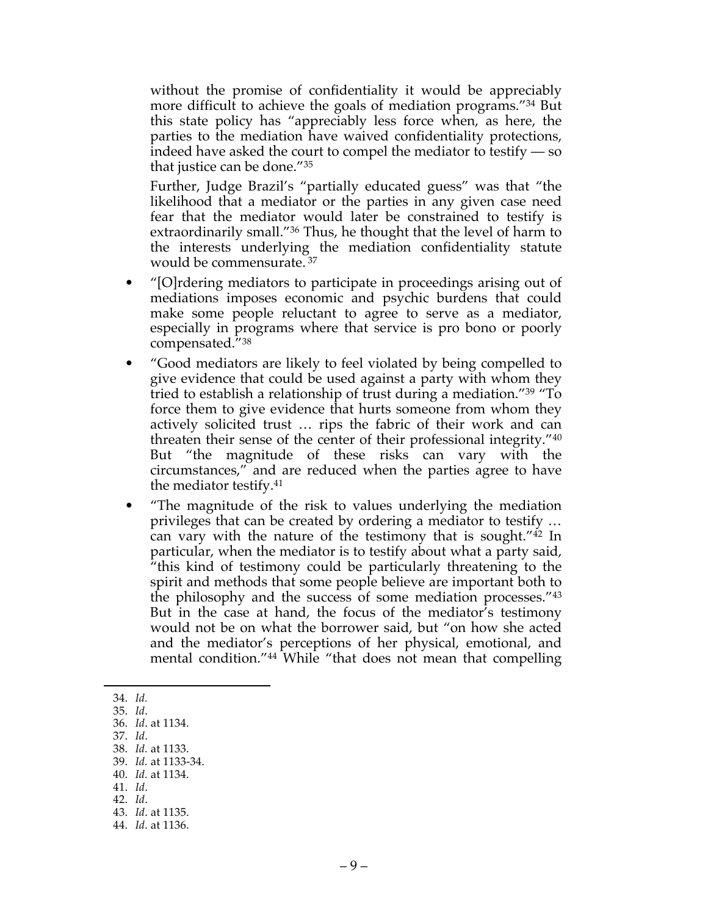without the promise of confidentiality it would be appreciably more difficult to achieve the goals of mediation programs."[34] But this state policy has "appreciably less force when, as here, the parties to the mediation have waived confidentiality protections, indeed have asked the court to compel the mediator to testify — so that justice can be done."[35]

Further, Judge Brazil's "partially educated guess" was that "the likelihood that a mediator or the parties in any given case need fear that the mediator would later be constrained to testify is extraordinarily small."[36] Thus, he thought that the level of harm to the interests underlying the mediation confidentiality statute would be commensurate.[37]

- "[O]rdering mediators to participate in proceedings arising out of mediations imposes economic and psychic burdens that could make some people reluctant to agree to serve as a mediator, especially in programs where that service is pro bono or poorly compensated."[38]
- "Good mediators are likely to feel violated by being compelled to give evidence that could be used against a party with whom they tried to establish a relationship of trust during a mediation."[39] "To force them to give evidence that hurts someone from whom they actively solicited trust … rips the fabric of their work and can threaten their sense of the center of their professional integrity."[40] But "the magnitude of these risks can vary with the circumstances," and are reduced when the parties agree to have the mediator testify.[41]
- "The magnitude of the risk to values underlying the mediation privileges that can be created by ordering a mediator to testify … can vary with the nature of the testimony that is sought."[42] In particular, when the mediator is to testify about what a party said, "this kind of testimony could be particularly threatening to the spirit and methods that some people believe are important both to the philosophy and the success of some mediation processes."[43] But in the case at hand, the focus of the mediator's testimony would not be on what the borrower said, but "on how she acted and the mediator's perceptions of her physical, emotional, and mental condition."[44] While "that does not mean that compelling

---

34. *Id.*
35. *Id*.
36. *Id*. at 1134.
37. *Id*.
38. *Id.* at 1133.
39. *Id.* at 1133-34.
40. *Id.* at 1134.
41. *Id*.
42. *Id*.
43. *Id*. at 1135.
44. *Id*. at 1136.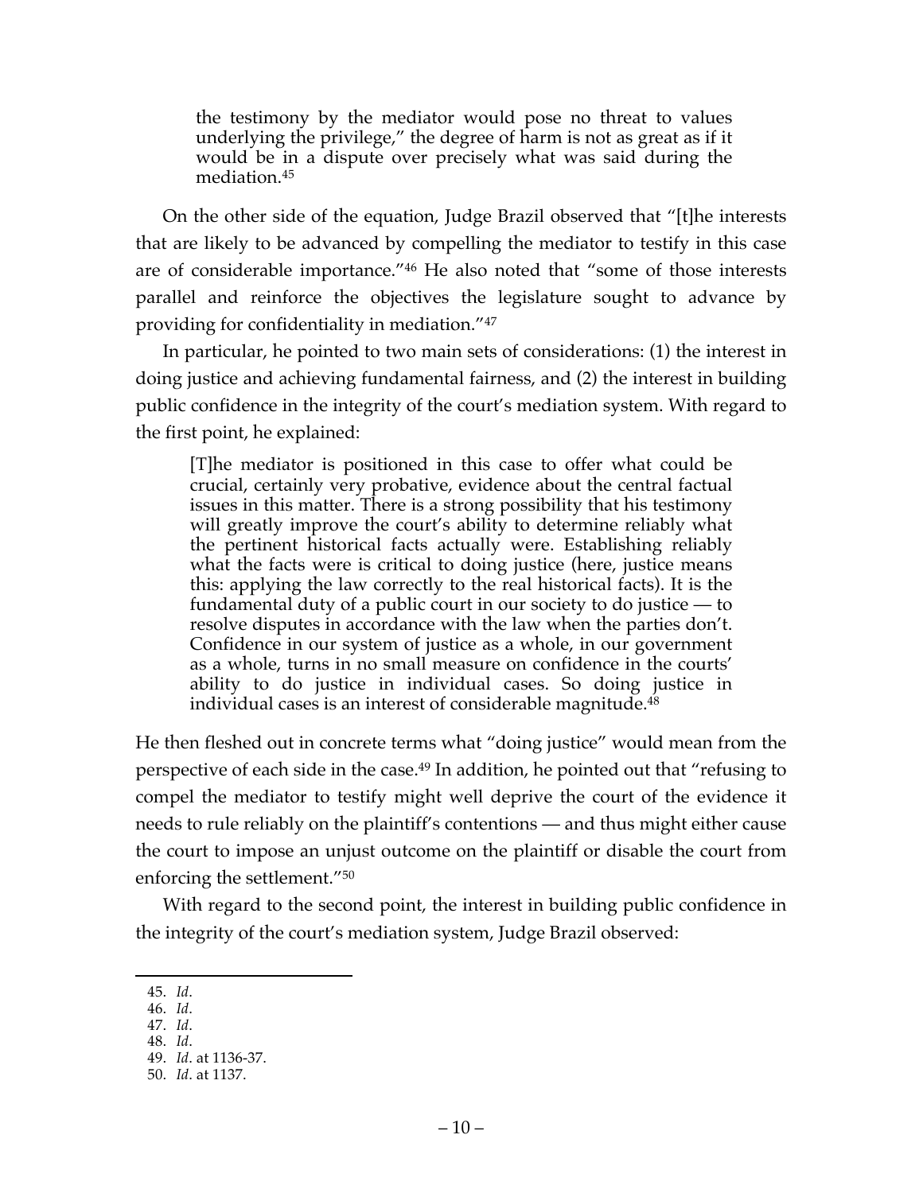> the testimony by the mediator would pose no threat to values underlying the privilege," the degree of harm is not as great as if it would be in a dispute over precisely what was said during the mediation.[45]

On the other side of the equation, Judge Brazil observed that "[t]he interests that are likely to be advanced by compelling the mediator to testify in this case are of considerable importance."[46] He also noted that "some of those interests parallel and reinforce the objectives the legislature sought to advance by providing for confidentiality in mediation."[47]

In particular, he pointed to two main sets of considerations: (1) the interest in doing justice and achieving fundamental fairness, and (2) the interest in building public confidence in the integrity of the court's mediation system. With regard to the first point, he explained:

> [T]he mediator is positioned in this case to offer what could be crucial, certainly very probative, evidence about the central factual issues in this matter. There is a strong possibility that his testimony will greatly improve the court's ability to determine reliably what the pertinent historical facts actually were. Establishing reliably what the facts were is critical to doing justice (here, justice means this: applying the law correctly to the real historical facts). It is the fundamental duty of a public court in our society to do justice — to resolve disputes in accordance with the law when the parties don't. Confidence in our system of justice as a whole, in our government as a whole, turns in no small measure on confidence in the courts' ability to do justice in individual cases. So doing justice in individual cases is an interest of considerable magnitude.[48]

He then fleshed out in concrete terms what "doing justice" would mean from the perspective of each side in the case.[49] In addition, he pointed out that "refusing to compel the mediator to testify might well deprive the court of the evidence it needs to rule reliably on the plaintiff's contentions — and thus might either cause the court to impose an unjust outcome on the plaintiff or disable the court from enforcing the settlement."[50]

With regard to the second point, the interest in building public confidence in the integrity of the court's mediation system, Judge Brazil observed:

---

45. *Id*.
46. *Id*.
47. *Id*.
48. *Id*.
49. *Id*. at 1136-37.
50. *Id*. at 1137.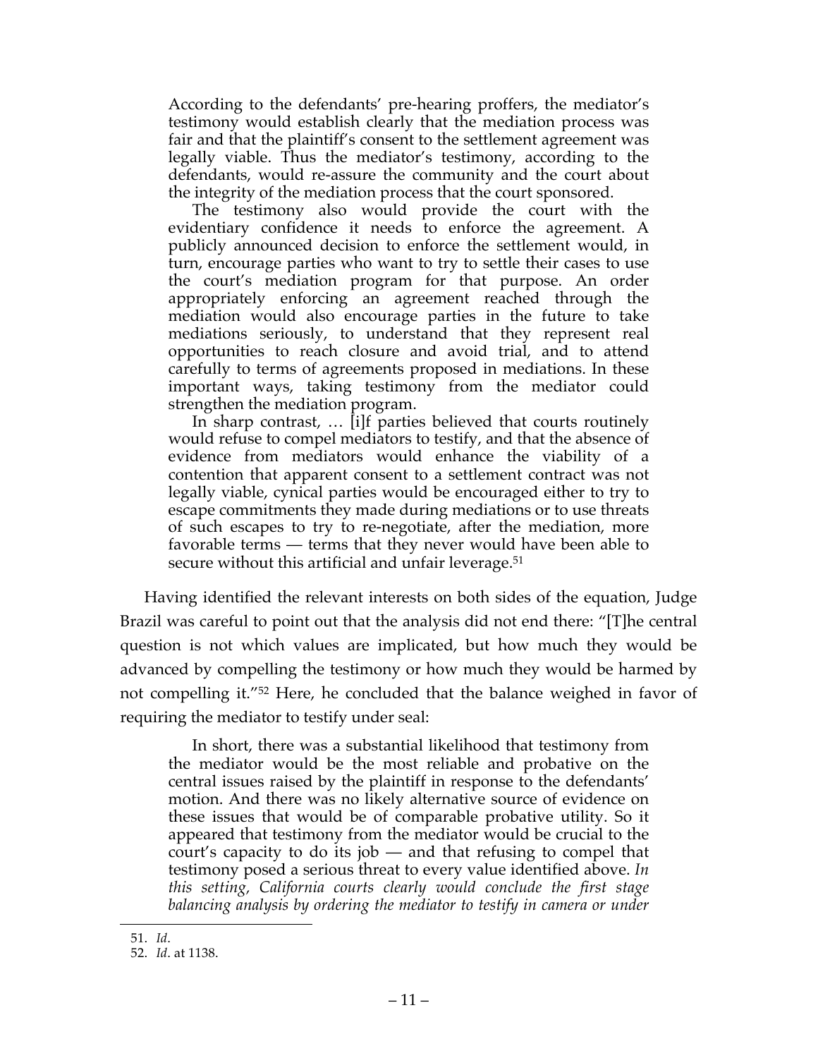> According to the defendants' pre-hearing proffers, the mediator's testimony would establish clearly that the mediation process was fair and that the plaintiff's consent to the settlement agreement was legally viable. Thus the mediator's testimony, according to the defendants, would re-assure the community and the court about the integrity of the mediation process that the court sponsored.
>
> The testimony also would provide the court with the evidentiary confidence it needs to enforce the agreement. A publicly announced decision to enforce the settlement would, in turn, encourage parties who want to try to settle their cases to use the court's mediation program for that purpose. An order appropriately enforcing an agreement reached through the mediation would also encourage parties in the future to take mediations seriously, to understand that they represent real opportunities to reach closure and avoid trial, and to attend carefully to terms of agreements proposed in mediations. In these important ways, taking testimony from the mediator could strengthen the mediation program.
>
> In sharp contrast, … [i]f parties believed that courts routinely would refuse to compel mediators to testify, and that the absence of evidence from mediators would enhance the viability of a contention that apparent consent to a settlement contract was not legally viable, cynical parties would be encouraged either to try to escape commitments they made during mediations or to use threats of such escapes to try to re-negotiate, after the mediation, more favorable terms — terms that they never would have been able to secure without this artificial and unfair leverage.[51]

Having identified the relevant interests on both sides of the equation, Judge Brazil was careful to point out that the analysis did not end there: "[T]he central question is not which values are implicated, but how much they would be advanced by compelling the testimony or how much they would be harmed by not compelling it."[52] Here, he concluded that the balance weighed in favor of requiring the mediator to testify under seal:

> In short, there was a substantial likelihood that testimony from the mediator would be the most reliable and probative on the central issues raised by the plaintiff in response to the defendants' motion. And there was no likely alternative source of evidence on these issues that would be of comparable probative utility. So it appeared that testimony from the mediator would be crucial to the court's capacity to do its job — and that refusing to compel that testimony posed a serious threat to every value identified above. *In this setting, California courts clearly would conclude the first stage balancing analysis by ordering the mediator to testify in camera or under*

---

51. *Id*.

52. *Id*. at 1138.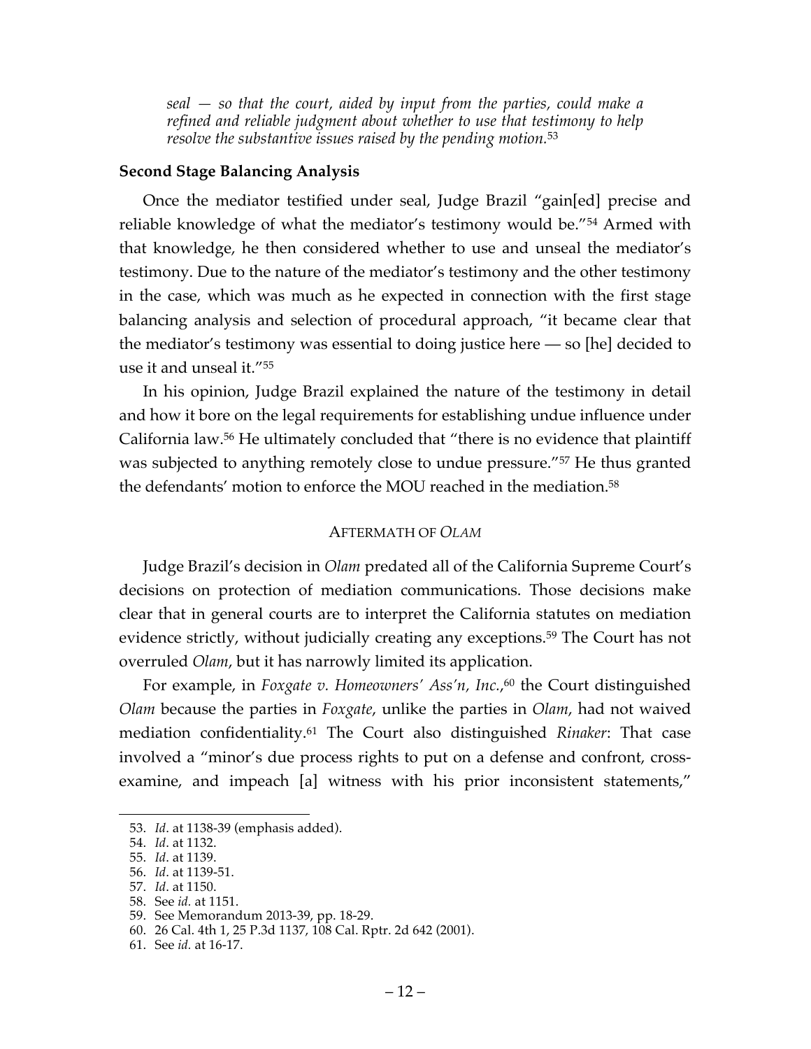*seal — so that the court, aided by input from the parties, could make a refined and reliable judgment about whether to use that testimony to help resolve the substantive issues raised by the pending motion.*[53]

**Second Stage Balancing Analysis**

Once the mediator testified under seal, Judge Brazil "gain[ed] precise and reliable knowledge of what the mediator's testimony would be."[54] Armed with that knowledge, he then considered whether to use and unseal the mediator's testimony. Due to the nature of the mediator's testimony and the other testimony in the case, which was much as he expected in connection with the first stage balancing analysis and selection of procedural approach, "it became clear that the mediator's testimony was essential to doing justice here — so [he] decided to use it and unseal it."[55]

In his opinion, Judge Brazil explained the nature of the testimony in detail and how it bore on the legal requirements for establishing undue influence under California law.[56] He ultimately concluded that "there is no evidence that plaintiff was subjected to anything remotely close to undue pressure."[57] He thus granted the defendants' motion to enforce the MOU reached in the mediation.[58]

## AFTERMATH OF *OLAM*

Judge Brazil's decision in *Olam* predated all of the California Supreme Court's decisions on protection of mediation communications. Those decisions make clear that in general courts are to interpret the California statutes on mediation evidence strictly, without judicially creating any exceptions.[59] The Court has not overruled *Olam*, but it has narrowly limited its application.

For example, in *Foxgate v. Homeowners' Ass'n, Inc.*,[60] the Court distinguished *Olam* because the parties in *Foxgate*, unlike the parties in *Olam*, had not waived mediation confidentiality.[61] The Court also distinguished *Rinaker*: That case involved a "minor's due process rights to put on a defense and confront, cross-examine, and impeach [a] witness with his prior inconsistent statements,"

---

53. *Id*. at 1138-39 (emphasis added).
54. *Id*. at 1132.
55. *Id*. at 1139.
56. *Id*. at 1139-51.
57. *Id*. at 1150.
58. See *id.* at 1151.
59. See Memorandum 2013-39, pp. 18-29.
60. 26 Cal. 4th 1, 25 P.3d 1137, 108 Cal. Rptr. 2d 642 (2001).
61. See *id.* at 16-17.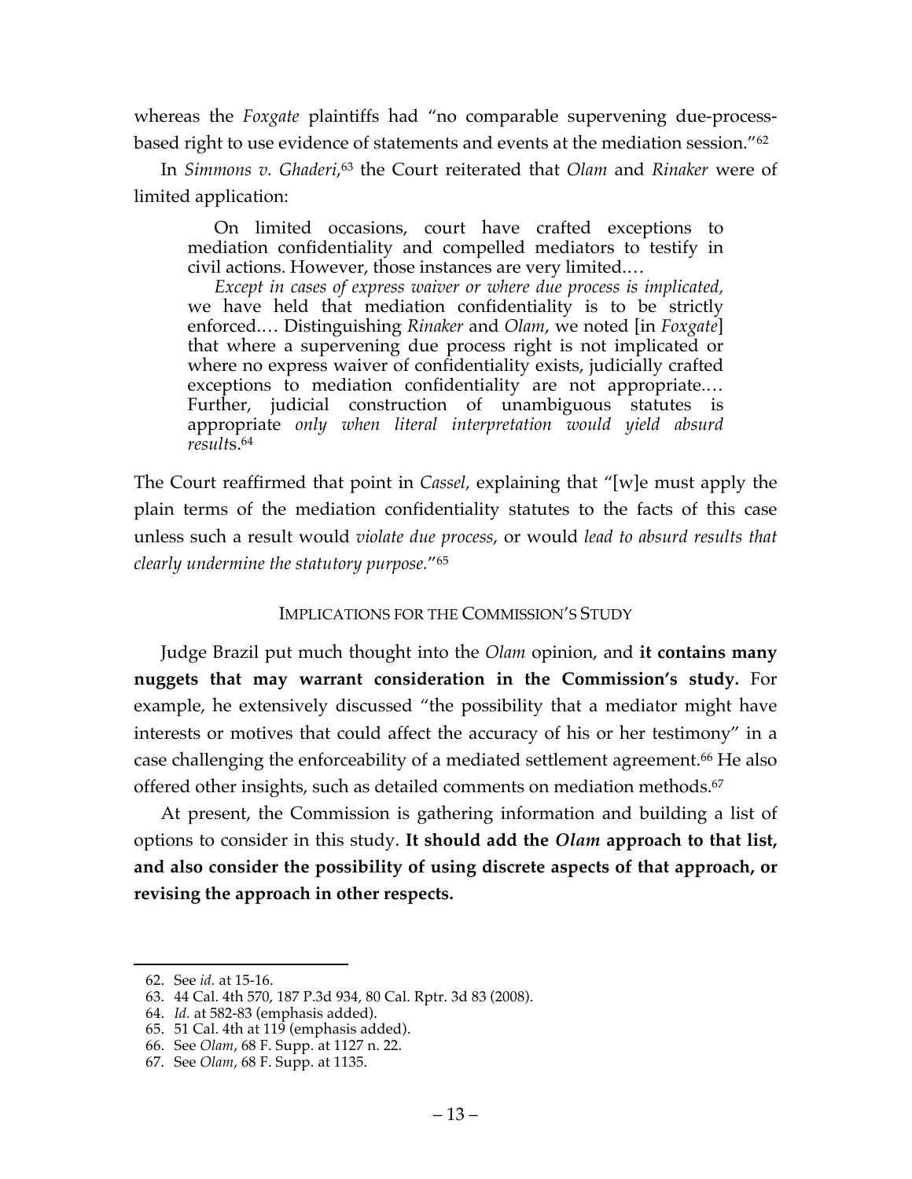whereas the *Foxgate* plaintiffs had "no comparable supervening due-process-based right to use evidence of statements and events at the mediation session."[62]

In *Simmons v. Ghaderi*,[63] the Court reiterated that *Olam* and *Rinaker* were of limited application:

> On limited occasions, court have crafted exceptions to mediation confidentiality and compelled mediators to testify in civil actions. However, those instances are very limited.…
>
> *Except in cases of express waiver or where due process is implicated,* we have held that mediation confidentiality is to be strictly enforced.… Distinguishing *Rinaker* and *Olam*, we noted [in *Foxgate*] that where a supervening due process right is not implicated or where no express waiver of confidentiality exists, judicially crafted exceptions to mediation confidentiality are not appropriate.… Further, judicial construction of unambiguous statutes is appropriate *only when literal interpretation would yield absurd results*.[64]

The Court reaffirmed that point in *Cassel*, explaining that "[w]e must apply the plain terms of the mediation confidentiality statutes to the facts of this case unless such a result would *violate due process*, or would *lead to absurd results that clearly undermine the statutory purpose*."[65]

## IMPLICATIONS FOR THE COMMISSION'S STUDY

Judge Brazil put much thought into the *Olam* opinion, and **it contains many nuggets that may warrant consideration in the Commission's study.** For example, he extensively discussed "the possibility that a mediator might have interests or motives that could affect the accuracy of his or her testimony" in a case challenging the enforceability of a mediated settlement agreement.[66] He also offered other insights, such as detailed comments on mediation methods.[67]

At present, the Commission is gathering information and building a list of options to consider in this study. **It should add the *Olam* approach to that list, and also consider the possibility of using discrete aspects of that approach, or revising the approach in other respects.**

---

62. See *id.* at 15-16.
63. 44 Cal. 4th 570, 187 P.3d 934, 80 Cal. Rptr. 3d 83 (2008).
64. *Id.* at 582-83 (emphasis added).
65. 51 Cal. 4th at 119 (emphasis added).
66. See *Olam*, 68 F. Supp. at 1127 n. 22.
67. See *Olam*, 68 F. Supp. at 1135.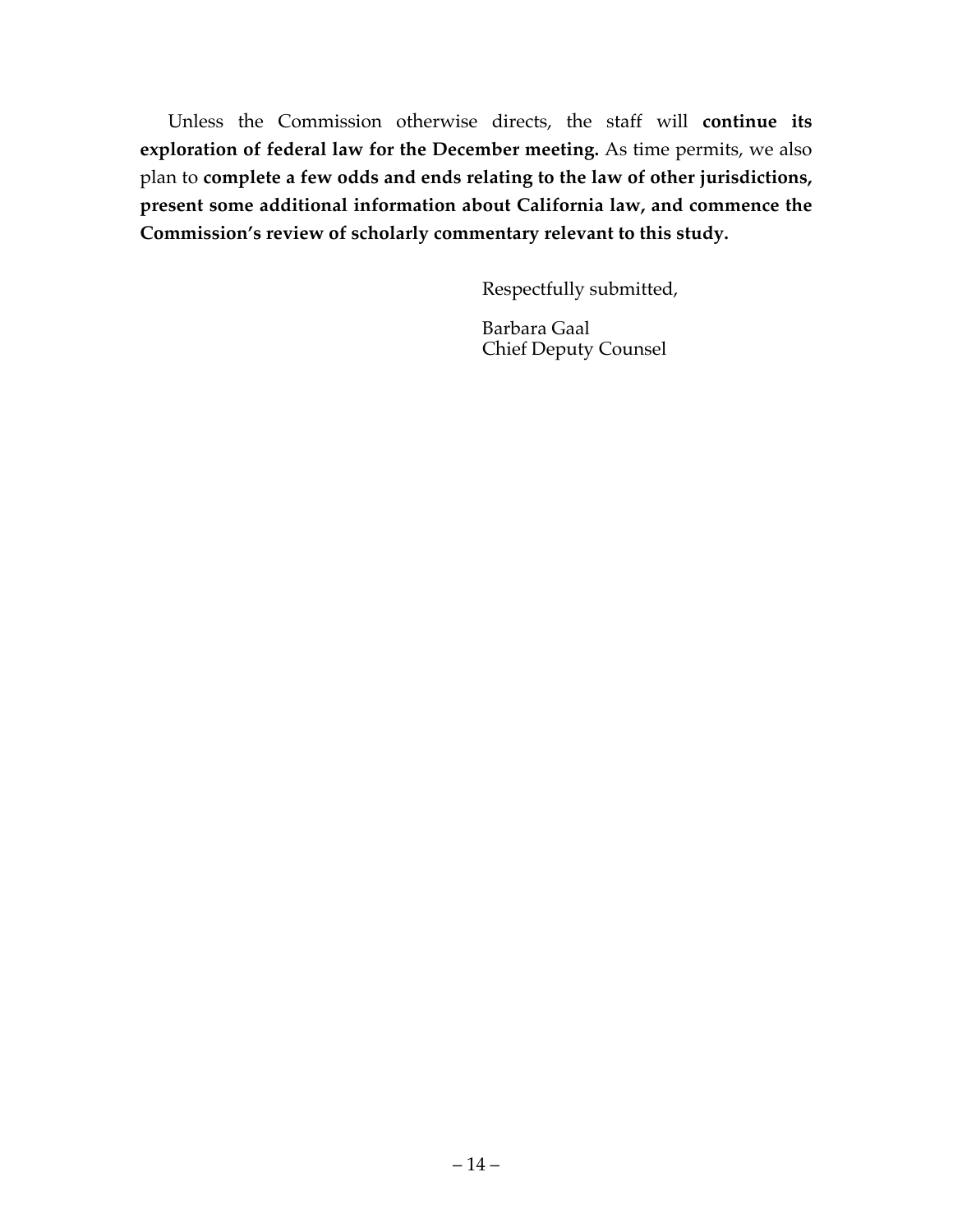Unless the Commission otherwise directs, the staff will **continue its exploration of federal law for the December meeting.** As time permits, we also plan to **complete a few odds and ends relating to the law of other jurisdictions, present some additional information about California law, and commence the Commission's review of scholarly commentary relevant to this study.**

Respectfully submitted,

Barbara Gaal
Chief Deputy Counsel